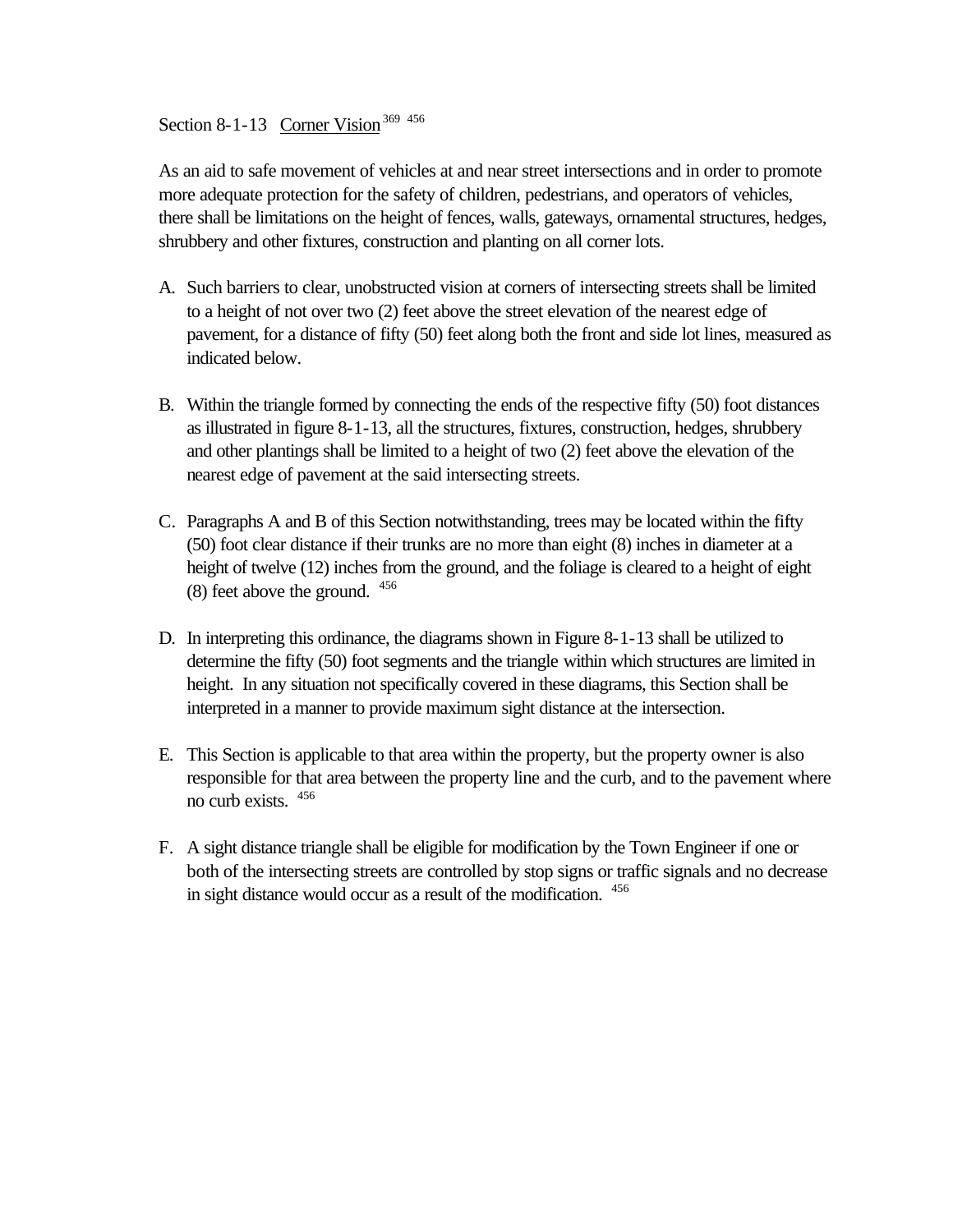Section 8-1-13 Corner Vision[369] [456]

As an aid to safe movement of vehicles at and near street intersections and in order to promote more adequate protection for the safety of children, pedestrians, and operators of vehicles, there shall be limitations on the height of fences, walls, gateways, ornamental structures, hedges, shrubbery and other fixtures, construction and planting on all corner lots.

A. Such barriers to clear, unobstructed vision at corners of intersecting streets shall be limited to a height of not over two (2) feet above the street elevation of the nearest edge of pavement, for a distance of fifty (50) feet along both the front and side lot lines, measured as indicated below.

B. Within the triangle formed by connecting the ends of the respective fifty (50) foot distances as illustrated in figure 8-1-13, all the structures, fixtures, construction, hedges, shrubbery and other plantings shall be limited to a height of two (2) feet above the elevation of the nearest edge of pavement at the said intersecting streets.

C. Paragraphs A and B of this Section notwithstanding, trees may be located within the fifty (50) foot clear distance if their trunks are no more than eight (8) inches in diameter at a height of twelve (12) inches from the ground, and the foliage is cleared to a height of eight (8) feet above the ground. [456]

D. In interpreting this ordinance, the diagrams shown in Figure 8-1-13 shall be utilized to determine the fifty (50) foot segments and the triangle within which structures are limited in height. In any situation not specifically covered in these diagrams, this Section shall be interpreted in a manner to provide maximum sight distance at the intersection.

E. This Section is applicable to that area within the property, but the property owner is also responsible for that area between the property line and the curb, and to the pavement where no curb exists. [456]

F. A sight distance triangle shall be eligible for modification by the Town Engineer if one or both of the intersecting streets are controlled by stop signs or traffic signals and no decrease in sight distance would occur as a result of the modification. [456]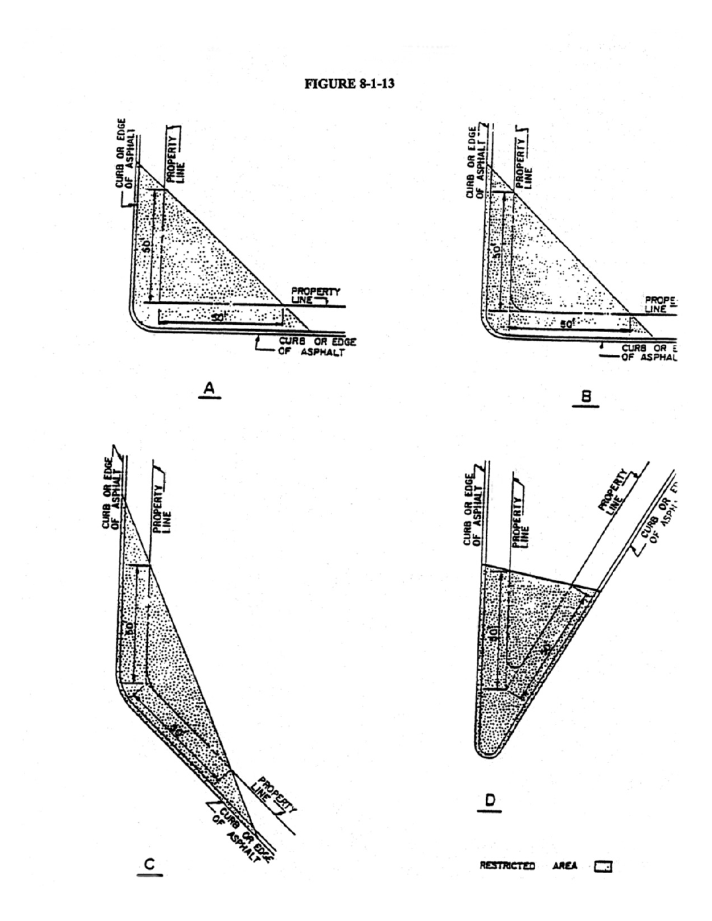**FIGURE 8-1-13**

CURB OR EDGE OF ASPHALT

PROPERTY LINE

50'

PROPERTY LINE

50'

CURB OR EDGE OF ASPHALT

A

CURB OR EDGE OF ASPHALT

PROPERTY LINE

50'

PROPE LINE

50'

CURB OR E OF ASPHAL

B

CURB OR EDGE OF ASPHALT

PROPERTY LINE

50'

50'

PROPERTY LINE

CURB OR EDGE OF ASPHALT

C

CURB OR EDGE OF ASPHALT

PROPERTY LINE

PROPERTY LINE

CURB OR E OF ASPH

50'

50'

D

RESTRICTED AREA